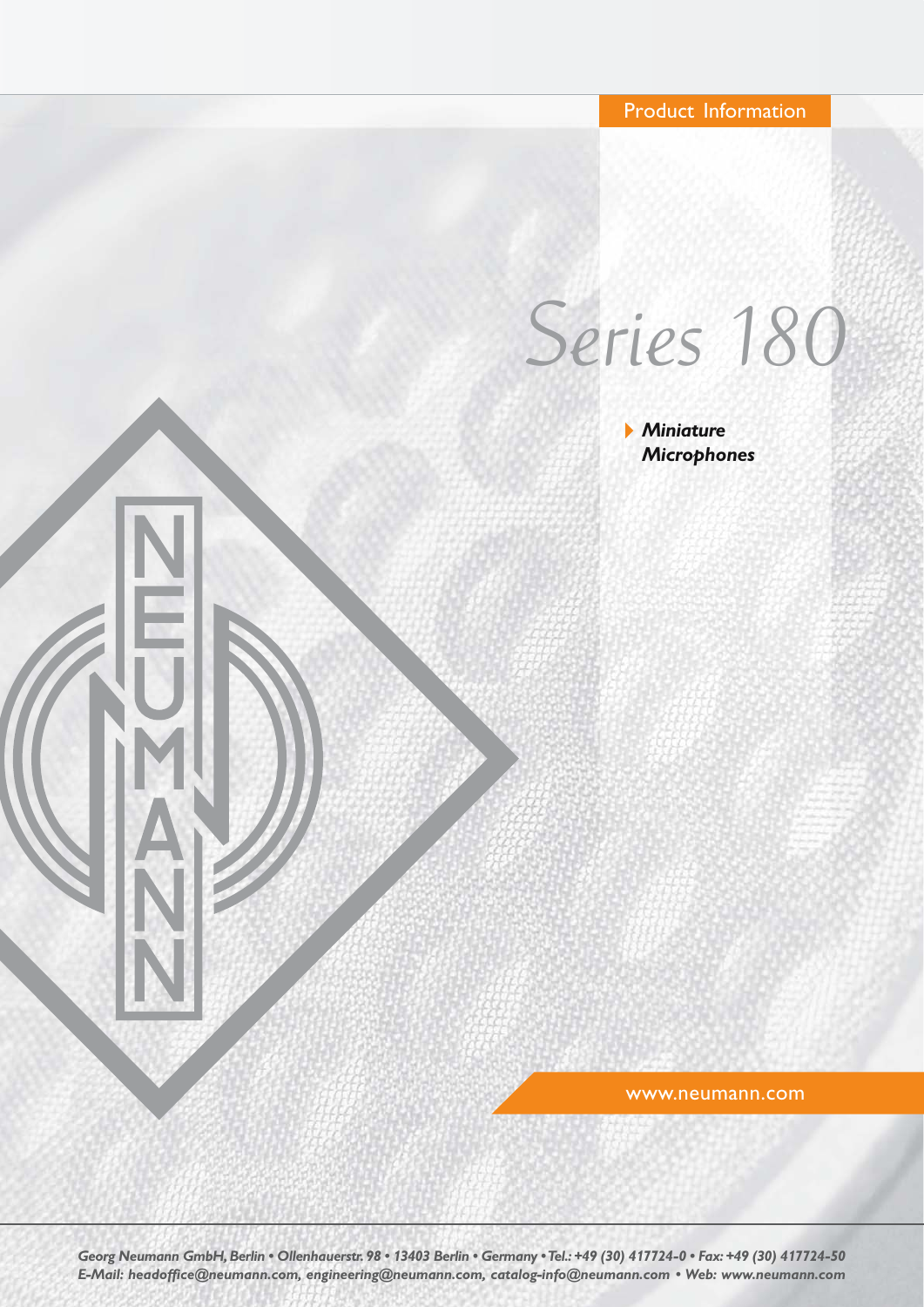Product Information

# Series 180

*Miniature Microphones*

www.neumann.com

*Georg Neumann GmbH, Berlin • Ollenhauerstr. 98 • 13403 Berlin • Germany • Tel.: +49 (30) 417724-0 • Fax: +49 (30) 417724-50*
*E-Mail: headoffice@neumann.com, engineering@neumann.com, catalog-info@neumann.com • Web: www.neumann.com*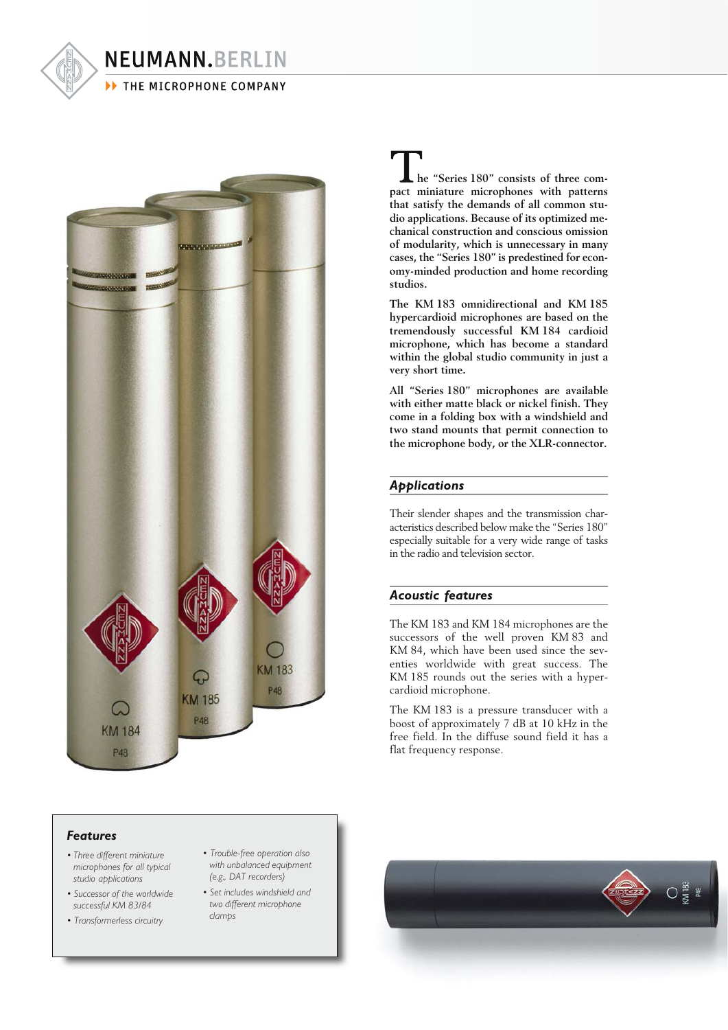The "Series 180" consists of three compact miniature microphones with patterns that satisfy the demands of all common studio applications. Because of its optimized mechanical construction and conscious omission of modularity, which is unnecessary in many cases, the "Series 180" is predestined for economy-minded production and home recording studios.

The KM 183 omnidirectional and KM 185 hypercardioid microphones are based on the tremendously successful KM 184 cardioid microphone, which has become a standard within the global studio community in just a very short time.

All "Series 180" microphones are available with either matte black or nickel finish. They come in a folding box with a windshield and two stand mounts that permit connection to the microphone body, or the XLR-connector.

## *Applications*

Their slender shapes and the transmission characteristics described below make the "Series 180" especially suitable for a very wide range of tasks in the radio and television sector.

## *Acoustic features*

The KM 183 and KM 184 microphones are the successors of the well proven KM 83 and KM 84, which have been used since the seventies worldwide with great success. The KM 185 rounds out the series with a hypercardioid microphone.

The KM 183 is a pressure transducer with a boost of approximately 7 dB at 10 kHz in the free field. In the diffuse sound field it has a flat frequency response.

### *Features*

- *Three different miniature microphones for all typical studio applications*
- *Successor of the worldwide successful KM 83/84*
- *Transformerless circuitry*
- *Trouble-free operation also with unbalanced equipment (e.g., DAT recorders)*
- *Set includes windshield and two different microphone clamps*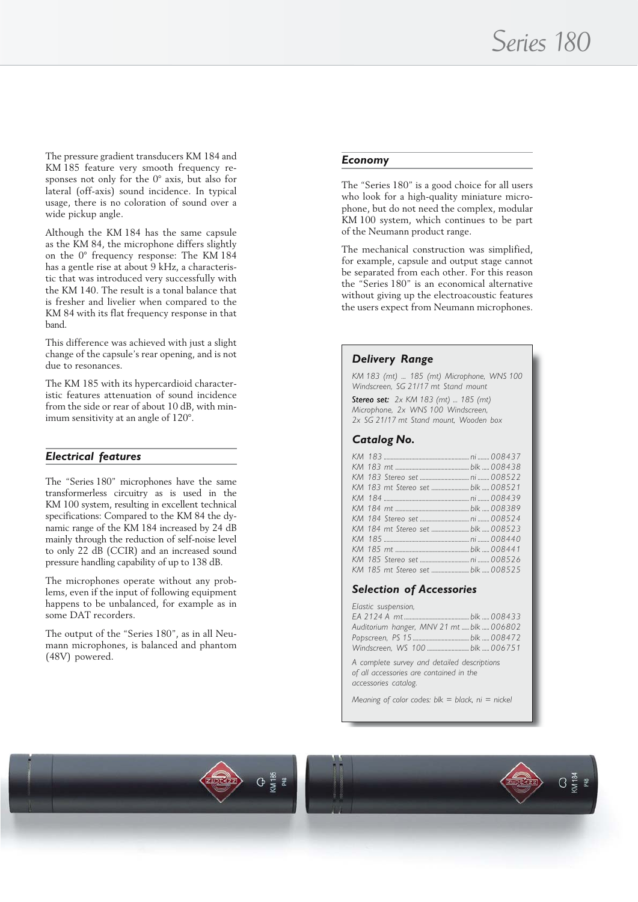The pressure gradient transducers KM 184 and KM 185 feature very smooth frequency responses not only for the 0° axis, but also for lateral (off-axis) sound incidence. In typical usage, there is no coloration of sound over a wide pickup angle.

Although the KM 184 has the same capsule as the KM 84, the microphone differs slightly on the 0° frequency response: The KM 184 has a gentle rise at about 9 kHz, a characteristic that was introduced very successfully with the KM 140. The result is a tonal balance that is fresher and livelier when compared to the KM 84 with its flat frequency response in that band.

This difference was achieved with just a slight change of the capsule's rear opening, and is not due to resonances.

The KM 185 with its hypercardioid characteristic features attenuation of sound incidence from the side or rear of about 10 dB, with minimum sensitivity at an angle of 120°.

## *Electrical features*

The "Series 180" microphones have the same transformerless circuitry as is used in the KM 100 system, resulting in excellent technical specifications: Compared to the KM 84 the dynamic range of the KM 184 increased by 24 dB mainly through the reduction of self-noise level to only 22 dB (CCIR) and an increased sound pressure handling capability of up to 138 dB.

The microphones operate without any problems, even if the input of following equipment happens to be unbalanced, for example as in some DAT recorders.

The output of the "Series 180", as in all Neumann microphones, is balanced and phantom (48V) powered.

## *Economy*

The "Series 180" is a good choice for all users who look for a high-quality miniature microphone, but do not need the complex, modular KM 100 system, which continues to be part of the Neumann product range.

The mechanical construction was simplified, for example, capsule and output stage cannot be separated from each other. For this reason the "Series 180" is an economical alternative without giving up the electroacoustic features the users expect from Neumann microphones.

### *Delivery Range*

*KM 183 (mt) ... 185 (mt) Microphone, WNS 100 Windscreen, SG 21/17 mt Stand mount*

***Stereo set:*** *2x KM 183 (mt) ... 185 (mt) Microphone, 2x WNS 100 Windscreen, 2x SG 21/17 mt Stand mount, Wooden box*

### *Catalog No.*

| | | |
|---|---|---|
| KM 183 | ni | 008437 |
| KM 183 mt | blk | 008438 |
| KM 183 Stereo set | ni | 008522 |
| KM 183 mt Stereo set | blk | 008521 |
| KM 184 | ni | 008439 |
| KM 184 mt | blk | 008389 |
| KM 184 Stereo set | ni | 008524 |
| KM 184 mt Stereo set | blk | 008523 |
| KM 185 | ni | 008440 |
| KM 185 mt | blk | 008441 |
| KM 185 Stereo set | ni | 008526 |
| KM 185 mt Stereo set | blk | 008525 |

### *Selection of Accessories*

| | | |
|---|---|---|
| Elastic suspension, EA 2124 A mt | blk | 008433 |
| Auditorium hanger, MNV 21 mt | blk | 006802 |
| Popscreen, PS 15 | blk | 008472 |
| Windscreen, WS 100 | blk | 006751 |

*A complete survey and detailed descriptions of all accessories are contained in the accessories catalog.*

*Meaning of color codes: blk = black, ni = nickel*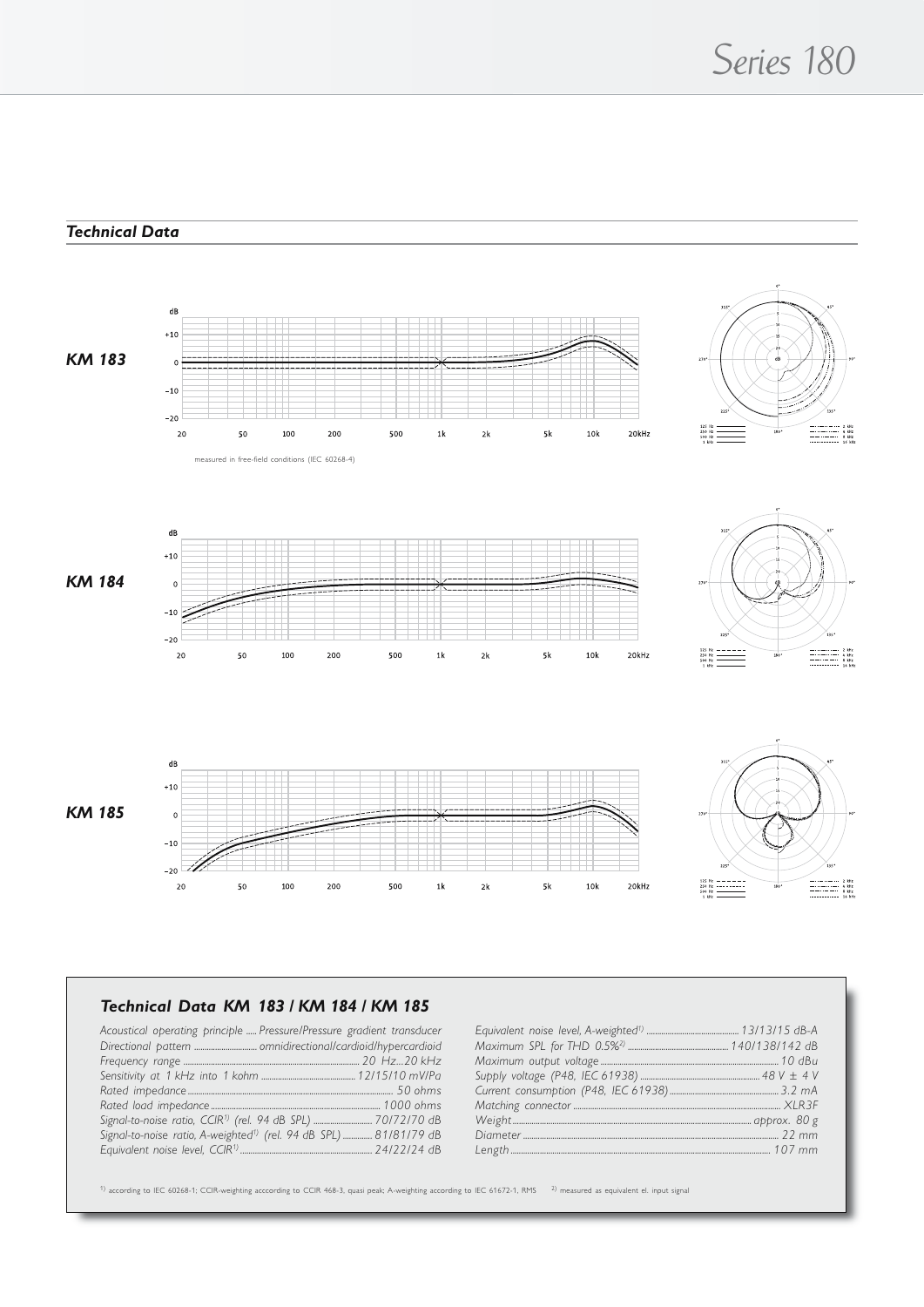## Technical Data

**KM 183**

measured in free-field conditions (IEC 60268-4)

**KM 184**

**KM 185**

### Technical Data KM 183 / KM 184 / KM 185

| | |
|---|---|
| Acoustical operating principle | Pressure/Pressure gradient transducer |
| Directional pattern | omnidirectional/cardioid/hypercardioid |
| Frequency range | 20 Hz...20 kHz |
| Sensitivity at 1 kHz into 1 kohm | 12/15/10 mV/Pa |
| Rated impedance | 50 ohms |
| Rated load impedance | 1000 ohms |
| Signal-to-noise ratio, CCIR[1] (rel. 94 dB SPL) | 70/72/70 dB |
| Signal-to-noise ratio, A-weighted[1] (rel. 94 dB SPL) | 81/81/79 dB |
| Equivalent noise level, CCIR[1] | 24/22/24 dB |
| Equivalent noise level, A-weighted[1] | 13/13/15 dB-A |
| Maximum SPL for THD 0.5%[2] | 140/138/142 dB |
| Maximum output voltage | 10 dBu |
| Supply voltage (P48, IEC 61938) | 48 V ± 4 V |
| Current consumption (P48, IEC 61938) | 3.2 mA |
| Matching connector | XLR3F |
| Weight | approx. 80 g |
| Diameter | 22 mm |
| Length | 107 mm |

[1] according to IEC 60268-1; CCIR-weighting acccording to CCIR 468-3, quasi peak; A-weighting according to IEC 61672-1, RMS [2] measured as equivalent el. input signal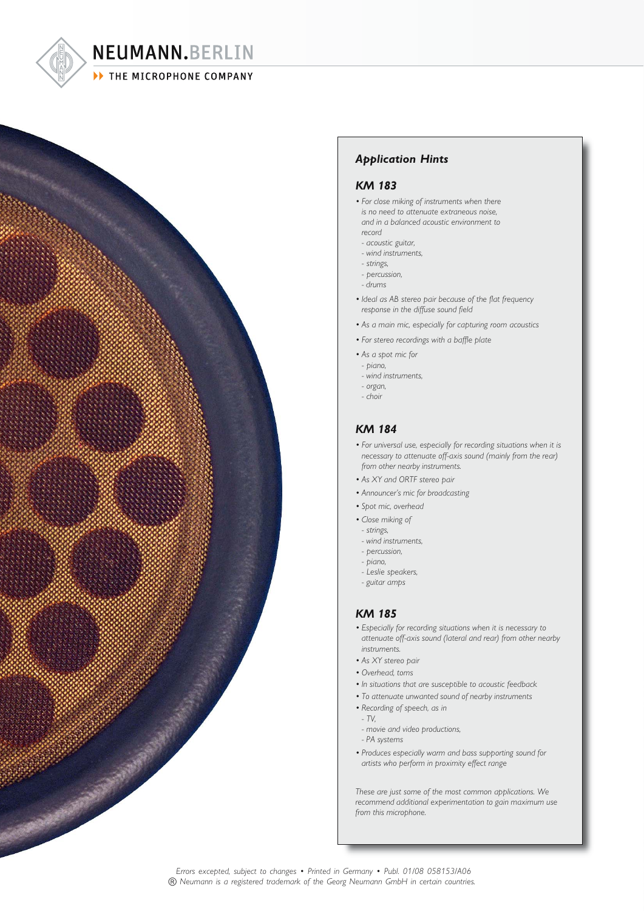NEUMANN.BERLIN

THE MICROPHONE COMPANY

## *Application Hints*

### *KM 183*

- *For close miking of instruments when there is no need to attenuate extraneous noise, and in a balanced acoustic environment to record*
  - *acoustic guitar,*
  - *wind instruments,*
  - *strings,*
  - *percussion,*
  - *drums*
- *Ideal as AB stereo pair because of the flat frequency response in the diffuse sound field*
- *As a main mic, especially for capturing room acoustics*
- *For stereo recordings with a baffle plate*
- *As a spot mic for*
  - *piano,*
  - *wind instruments,*
  - *organ,*
  - *choir*

### *KM 184*

- *For universal use, especially for recording situations when it is necessary to attenuate off-axis sound (mainly from the rear) from other nearby instruments.*
- *As XY and ORTF stereo pair*
- *Announcer's mic for broadcasting*
- *Spot mic, overhead*
- *Close miking of*
  - *strings,*
  - *wind instruments,*
  - *percussion,*
  - *piano,*
  - *Leslie speakers,*
  - *guitar amps*

### *KM 185*

- *Especially for recording situations when it is necessary to attenuate off-axis sound (lateral and rear) from other nearby instruments.*
- *As XY stereo pair*
- *Overhead, toms*
- *In situations that are susceptible to acoustic feedback*
- *To attenuate unwanted sound of nearby instruments*
- *Recording of speech, as in*
  - *TV,*
  - *movie and video productions,*
  - *PA systems*
- *Produces especially warm and bass supporting sound for artists who perform in proximity effect range*

*These are just some of the most common applications. We recommend additional experimentation to gain maximum use from this microphone.*

*Errors excepted, subject to changes • Printed in Germany • Publ. 01/08 058153/A06*
*® Neumann is a registered trademark of the Georg Neumann GmbH in certain countries.*